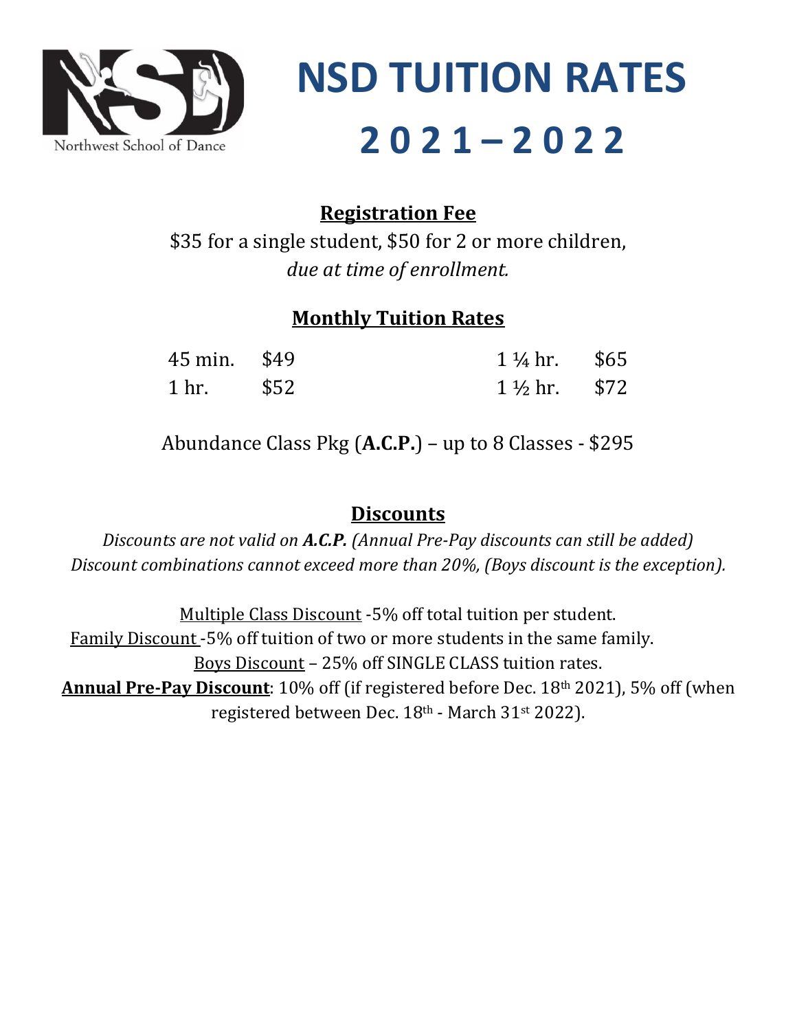Northwest School of Dance

# NSD TUITION RATES 2021 – 2022

## Registration Fee

$35 for a single student, $50 for 2 or more children,
*due at time of enrollment.*

## Monthly Tuition Rates

| | | | |
|---|---|---|---|
| 45 min. | $49 | 1 ¼ hr. | $65 |
| 1 hr. | $52 | 1 ½ hr. | $72 |

Abundance Class Pkg (**A.C.P.**) – up to 8 Classes - $295

## Discounts

*Discounts are not valid on **A.C.P.** (Annual Pre-Pay discounts can still be added)*
*Discount combinations cannot exceed more than 20%, (Boys discount is the exception).*

Multiple Class Discount -5% off total tuition per student.
Family Discount -5% off tuition of two or more students in the same family.
Boys Discount – 25% off SINGLE CLASS tuition rates.
**Annual Pre-Pay Discount**: 10% off (if registered before Dec. 18th 2021), 5% off (when registered between Dec. 18th - March 31st 2022).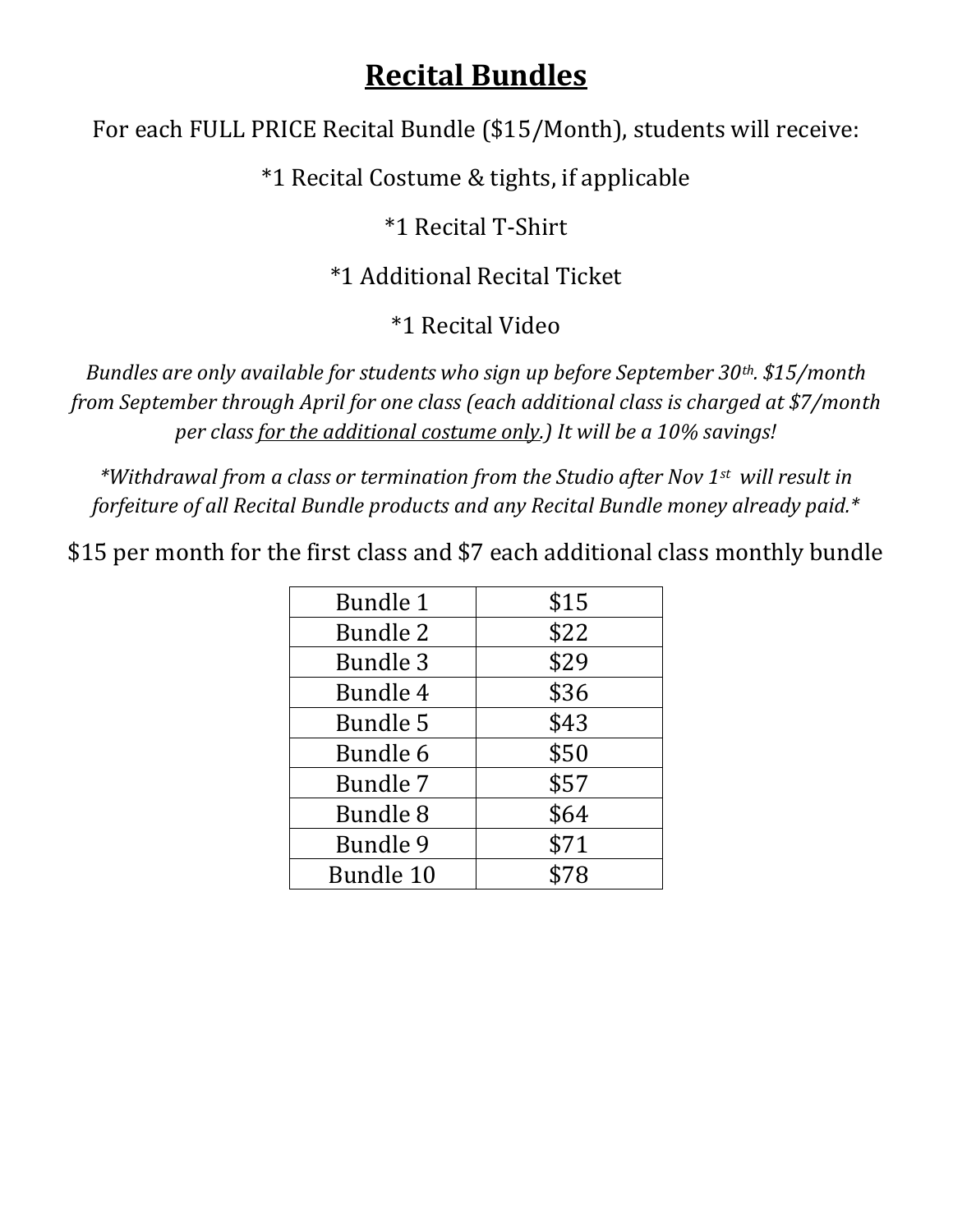# **Recital Bundles**

For each FULL PRICE Recital Bundle ($15/Month), students will receive:

*1 Recital Costume & tights, if applicable

*1 Recital T-Shirt

*1 Additional Recital Ticket

*1 Recital Video

*Bundles are only available for students who sign up before September 30th. $15/month from September through April for one class (each additional class is charged at $7/month per class <u>for the additional costume only.</u>) It will be a 10% savings!*

**Withdrawal from a class or termination from the Studio after Nov 1st will result in forfeiture of all Recital Bundle products and any Recital Bundle money already paid.**

$15 per month for the first class and $7 each additional class monthly bundle

| | |
|---|---|
| Bundle 1 | $15 |
| Bundle 2 | $22 |
| Bundle 3 | $29 |
| Bundle 4 | $36 |
| Bundle 5 | $43 |
| Bundle 6 | $50 |
| Bundle 7 | $57 |
| Bundle 8 | $64 |
| Bundle 9 | $71 |
| Bundle 10 | $78 |